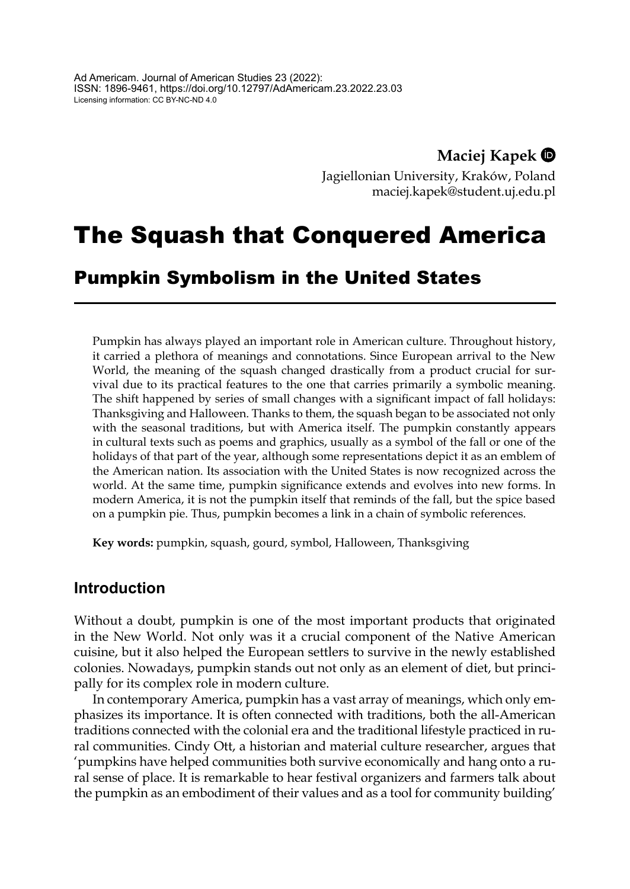Ad Americam. Journal of American Studies 23 (2022):
ISSN: 1896-9461, https://doi.org/10.12797/AdAmericam.23.2022.23.03
Licensing information: CC BY-NC-ND 4.0

**Maciej Kapek**
Jagiellonian University, Kraków, Poland
maciej.kapek@student.uj.edu.pl

# The Squash that Conquered America

## Pumpkin Symbolism in the United States

Pumpkin has always played an important role in American culture. Throughout history, it carried a plethora of meanings and connotations. Since European arrival to the New World, the meaning of the squash changed drastically from a product crucial for survival due to its practical features to the one that carries primarily a symbolic meaning. The shift happened by series of small changes with a significant impact of fall holidays: Thanksgiving and Halloween. Thanks to them, the squash began to be associated not only with the seasonal traditions, but with America itself. The pumpkin constantly appears in cultural texts such as poems and graphics, usually as a symbol of the fall or one of the holidays of that part of the year, although some representations depict it as an emblem of the American nation. Its association with the United States is now recognized across the world. At the same time, pumpkin significance extends and evolves into new forms. In modern America, it is not the pumpkin itself that reminds of the fall, but the spice based on a pumpkin pie. Thus, pumpkin becomes a link in a chain of symbolic references.

**Key words:** pumpkin, squash, gourd, symbol, Halloween, Thanksgiving

### Introduction

Without a doubt, pumpkin is one of the most important products that originated in the New World. Not only was it a crucial component of the Native American cuisine, but it also helped the European settlers to survive in the newly established colonies. Nowadays, pumpkin stands out not only as an element of diet, but principally for its complex role in modern culture.

In contemporary America, pumpkin has a vast array of meanings, which only emphasizes its importance. It is often connected with traditions, both the all-American traditions connected with the colonial era and the traditional lifestyle practiced in rural communities. Cindy Ott, a historian and material culture researcher, argues that 'pumpkins have helped communities both survive economically and hang onto a rural sense of place. It is remarkable to hear festival organizers and farmers talk about the pumpkin as an embodiment of their values and as a tool for community building'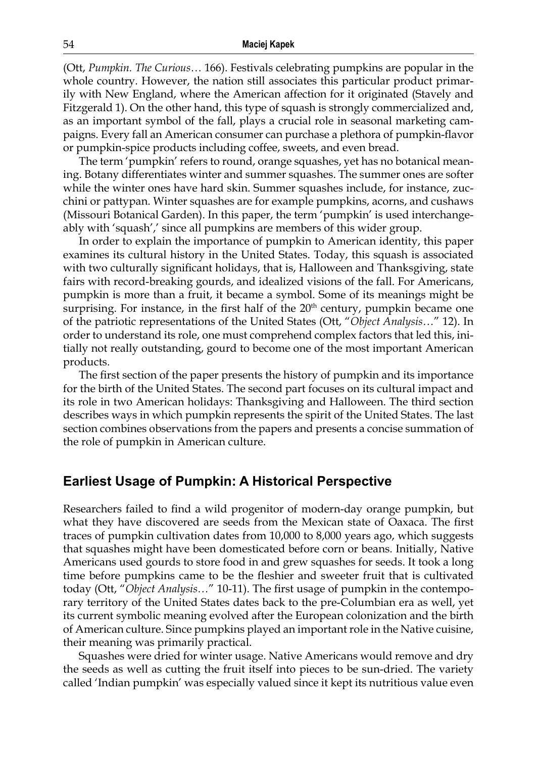(Ott, *Pumpkin. The Curious…* 166). Festivals celebrating pumpkins are popular in the whole country. However, the nation still associates this particular product primarily with New England, where the American affection for it originated (Stavely and Fitzgerald 1). On the other hand, this type of squash is strongly commercialized and, as an important symbol of the fall, plays a crucial role in seasonal marketing campaigns. Every fall an American consumer can purchase a plethora of pumpkin-flavor or pumpkin-spice products including coffee, sweets, and even bread.

The term 'pumpkin' refers to round, orange squashes, yet has no botanical meaning. Botany differentiates winter and summer squashes. The summer ones are softer while the winter ones have hard skin. Summer squashes include, for instance, zucchini or pattypan. Winter squashes are for example pumpkins, acorns, and cushaws (Missouri Botanical Garden). In this paper, the term 'pumpkin' is used interchangeably with 'squash',' since all pumpkins are members of this wider group.

In order to explain the importance of pumpkin to American identity, this paper examines its cultural history in the United States. Today, this squash is associated with two culturally significant holidays, that is, Halloween and Thanksgiving, state fairs with record-breaking gourds, and idealized visions of the fall. For Americans, pumpkin is more than a fruit, it became a symbol. Some of its meanings might be surprising. For instance, in the first half of the 20th century, pumpkin became one of the patriotic representations of the United States (Ott, "*Object Analysis…*" 12). In order to understand its role, one must comprehend complex factors that led this, initially not really outstanding, gourd to become one of the most important American products.

The first section of the paper presents the history of pumpkin and its importance for the birth of the United States. The second part focuses on its cultural impact and its role in two American holidays: Thanksgiving and Halloween. The third section describes ways in which pumpkin represents the spirit of the United States. The last section combines observations from the papers and presents a concise summation of the role of pumpkin in American culture.

## Earliest Usage of Pumpkin: A Historical Perspective

Researchers failed to find a wild progenitor of modern-day orange pumpkin, but what they have discovered are seeds from the Mexican state of Oaxaca. The first traces of pumpkin cultivation dates from 10,000 to 8,000 years ago, which suggests that squashes might have been domesticated before corn or beans. Initially, Native Americans used gourds to store food in and grew squashes for seeds. It took a long time before pumpkins came to be the fleshier and sweeter fruit that is cultivated today (Ott, "*Object Analysis…*" 10-11). The first usage of pumpkin in the contemporary territory of the United States dates back to the pre-Columbian era as well, yet its current symbolic meaning evolved after the European colonization and the birth of American culture. Since pumpkins played an important role in the Native cuisine, their meaning was primarily practical.

Squashes were dried for winter usage. Native Americans would remove and dry the seeds as well as cutting the fruit itself into pieces to be sun-dried. The variety called 'Indian pumpkin' was especially valued since it kept its nutritious value even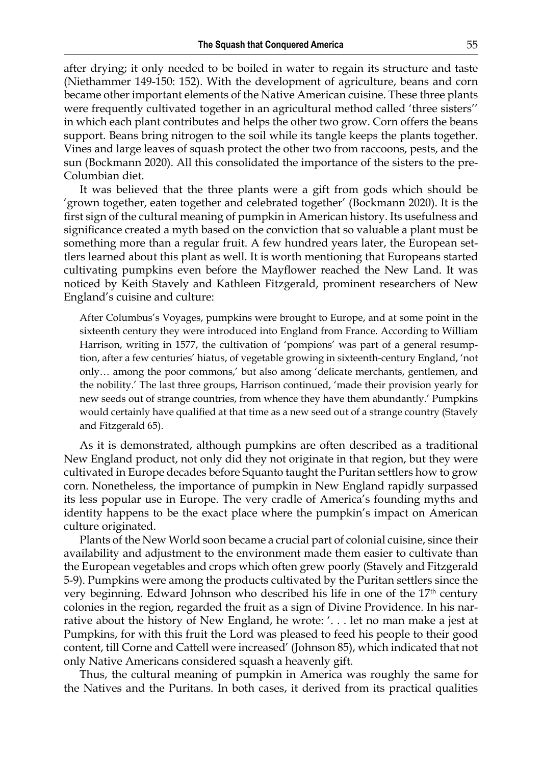after drying; it only needed to be boiled in water to regain its structure and taste (Niethammer 149-150: 152). With the development of agriculture, beans and corn became other important elements of the Native American cuisine. These three plants were frequently cultivated together in an agricultural method called 'three sisters'' in which each plant contributes and helps the other two grow. Corn offers the beans support. Beans bring nitrogen to the soil while its tangle keeps the plants together. Vines and large leaves of squash protect the other two from raccoons, pests, and the sun (Bockmann 2020). All this consolidated the importance of the sisters to the pre-Columbian diet.

It was believed that the three plants were a gift from gods which should be 'grown together, eaten together and celebrated together' (Bockmann 2020). It is the first sign of the cultural meaning of pumpkin in American history. Its usefulness and significance created a myth based on the conviction that so valuable a plant must be something more than a regular fruit. A few hundred years later, the European settlers learned about this plant as well. It is worth mentioning that Europeans started cultivating pumpkins even before the Mayflower reached the New Land. It was noticed by Keith Stavely and Kathleen Fitzgerald, prominent researchers of New England's cuisine and culture:

> After Columbus's Voyages, pumpkins were brought to Europe, and at some point in the sixteenth century they were introduced into England from France. According to William Harrison, writing in 1577, the cultivation of 'pompions' was part of a general resumption, after a few centuries' hiatus, of vegetable growing in sixteenth-century England, 'not only… among the poor commons,' but also among 'delicate merchants, gentlemen, and the nobility.' The last three groups, Harrison continued, 'made their provision yearly for new seeds out of strange countries, from whence they have them abundantly.' Pumpkins would certainly have qualified at that time as a new seed out of a strange country (Stavely and Fitzgerald 65).

As it is demonstrated, although pumpkins are often described as a traditional New England product, not only did they not originate in that region, but they were cultivated in Europe decades before Squanto taught the Puritan settlers how to grow corn. Nonetheless, the importance of pumpkin in New England rapidly surpassed its less popular use in Europe. The very cradle of America's founding myths and identity happens to be the exact place where the pumpkin's impact on American culture originated.

Plants of the New World soon became a crucial part of colonial cuisine, since their availability and adjustment to the environment made them easier to cultivate than the European vegetables and crops which often grew poorly (Stavely and Fitzgerald 5-9). Pumpkins were among the products cultivated by the Puritan settlers since the very beginning. Edward Johnson who described his life in one of the 17th century colonies in the region, regarded the fruit as a sign of Divine Providence. In his narrative about the history of New England, he wrote: '. . . let no man make a jest at Pumpkins, for with this fruit the Lord was pleased to feed his people to their good content, till Corne and Cattell were increased' (Johnson 85), which indicated that not only Native Americans considered squash a heavenly gift.

Thus, the cultural meaning of pumpkin in America was roughly the same for the Natives and the Puritans. In both cases, it derived from its practical qualities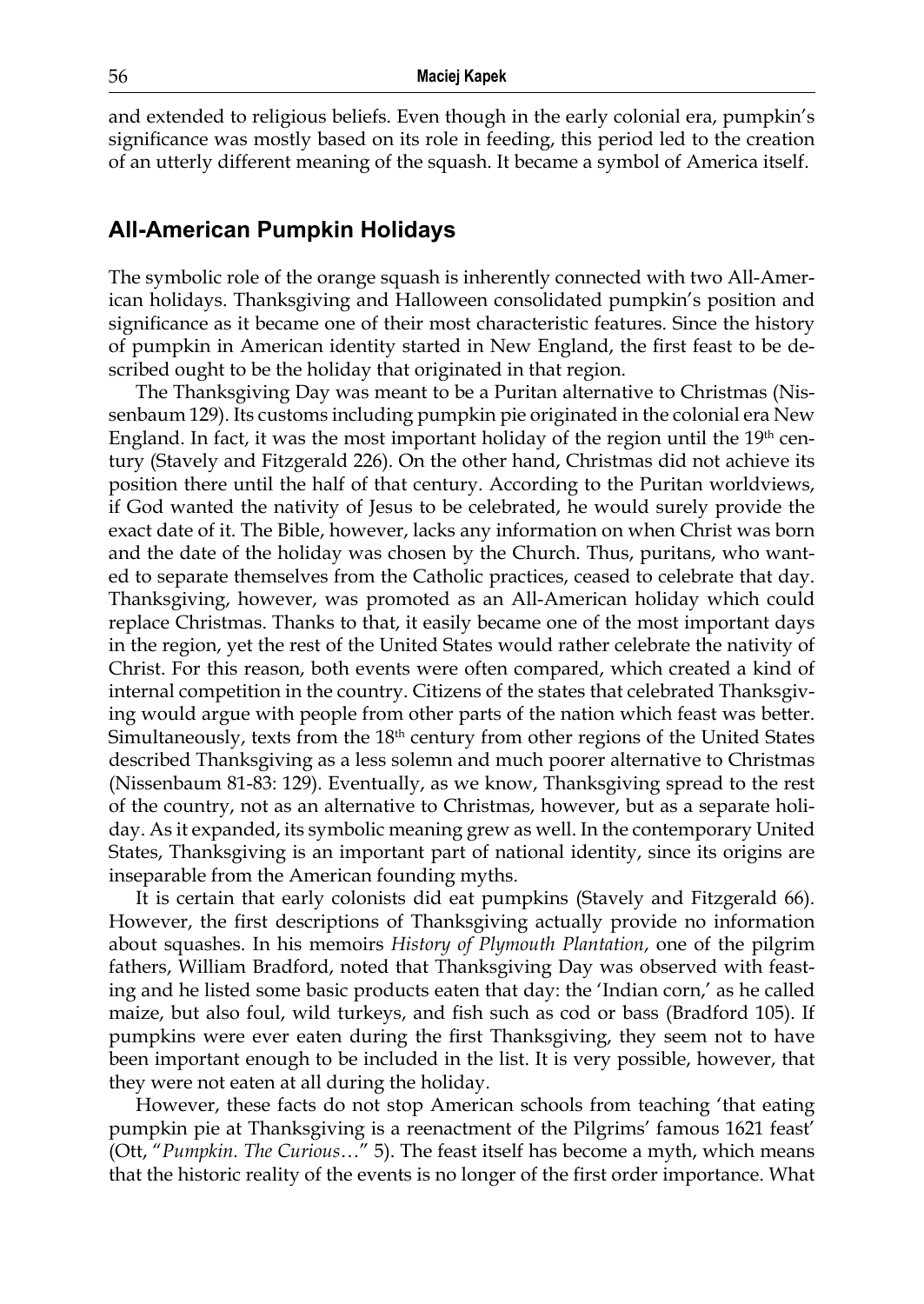and extended to religious beliefs. Even though in the early colonial era, pumpkin's significance was mostly based on its role in feeding, this period led to the creation of an utterly different meaning of the squash. It became a symbol of America itself.

## All-American Pumpkin Holidays

The symbolic role of the orange squash is inherently connected with two All-American holidays. Thanksgiving and Halloween consolidated pumpkin's position and significance as it became one of their most characteristic features. Since the history of pumpkin in American identity started in New England, the first feast to be described ought to be the holiday that originated in that region.

The Thanksgiving Day was meant to be a Puritan alternative to Christmas (Nissenbaum 129). Its customs including pumpkin pie originated in the colonial era New England. In fact, it was the most important holiday of the region until the 19th century (Stavely and Fitzgerald 226). On the other hand, Christmas did not achieve its position there until the half of that century. According to the Puritan worldviews, if God wanted the nativity of Jesus to be celebrated, he would surely provide the exact date of it. The Bible, however, lacks any information on when Christ was born and the date of the holiday was chosen by the Church. Thus, puritans, who wanted to separate themselves from the Catholic practices, ceased to celebrate that day. Thanksgiving, however, was promoted as an All-American holiday which could replace Christmas. Thanks to that, it easily became one of the most important days in the region, yet the rest of the United States would rather celebrate the nativity of Christ. For this reason, both events were often compared, which created a kind of internal competition in the country. Citizens of the states that celebrated Thanksgiving would argue with people from other parts of the nation which feast was better. Simultaneously, texts from the 18th century from other regions of the United States described Thanksgiving as a less solemn and much poorer alternative to Christmas (Nissenbaum 81-83: 129). Eventually, as we know, Thanksgiving spread to the rest of the country, not as an alternative to Christmas, however, but as a separate holiday. As it expanded, its symbolic meaning grew as well. In the contemporary United States, Thanksgiving is an important part of national identity, since its origins are inseparable from the American founding myths.

It is certain that early colonists did eat pumpkins (Stavely and Fitzgerald 66). However, the first descriptions of Thanksgiving actually provide no information about squashes. In his memoirs *History of Plymouth Plantation*, one of the pilgrim fathers, William Bradford, noted that Thanksgiving Day was observed with feasting and he listed some basic products eaten that day: the 'Indian corn,' as he called maize, but also foul, wild turkeys, and fish such as cod or bass (Bradford 105). If pumpkins were ever eaten during the first Thanksgiving, they seem not to have been important enough to be included in the list. It is very possible, however, that they were not eaten at all during the holiday.

However, these facts do not stop American schools from teaching 'that eating pumpkin pie at Thanksgiving is a reenactment of the Pilgrims' famous 1621 feast' (Ott, "*Pumpkin. The Curious*…" 5). The feast itself has become a myth, which means that the historic reality of the events is no longer of the first order importance. What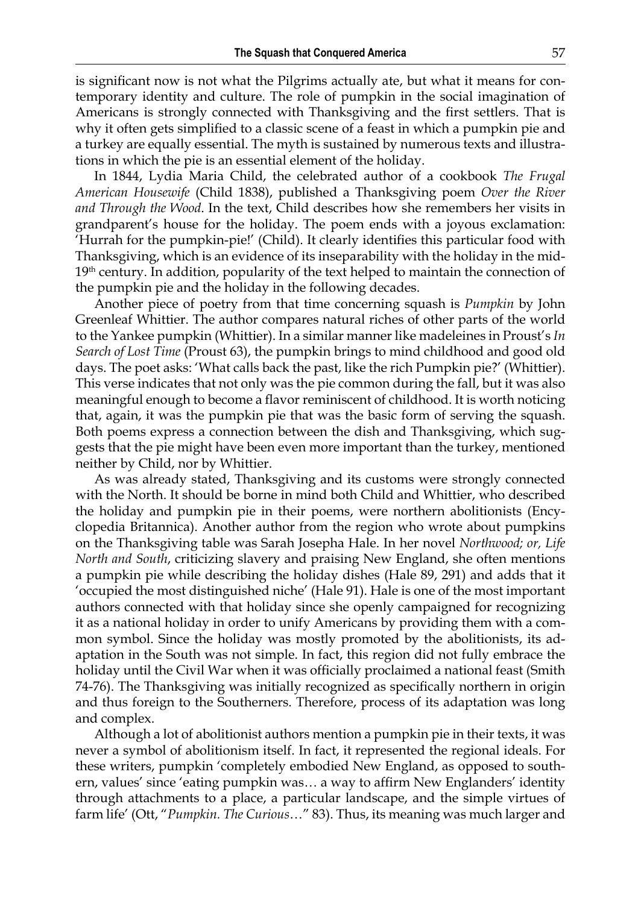is significant now is not what the Pilgrims actually ate, but what it means for contemporary identity and culture. The role of pumpkin in the social imagination of Americans is strongly connected with Thanksgiving and the first settlers. That is why it often gets simplified to a classic scene of a feast in which a pumpkin pie and a turkey are equally essential. The myth is sustained by numerous texts and illustrations in which the pie is an essential element of the holiday.

In 1844, Lydia Maria Child, the celebrated author of a cookbook *The Frugal American Housewife* (Child 1838), published a Thanksgiving poem *Over the River and Through the Wood*. In the text, Child describes how she remembers her visits in grandparent's house for the holiday. The poem ends with a joyous exclamation: 'Hurrah for the pumpkin-pie!' (Child). It clearly identifies this particular food with Thanksgiving, which is an evidence of its inseparability with the holiday in the mid-19th century. In addition, popularity of the text helped to maintain the connection of the pumpkin pie and the holiday in the following decades.

Another piece of poetry from that time concerning squash is *Pumpkin* by John Greenleaf Whittier. The author compares natural riches of other parts of the world to the Yankee pumpkin (Whittier). In a similar manner like madeleines in Proust's *In Search of Lost Time* (Proust 63), the pumpkin brings to mind childhood and good old days. The poet asks: 'What calls back the past, like the rich Pumpkin pie?' (Whittier). This verse indicates that not only was the pie common during the fall, but it was also meaningful enough to become a flavor reminiscent of childhood. It is worth noticing that, again, it was the pumpkin pie that was the basic form of serving the squash. Both poems express a connection between the dish and Thanksgiving, which suggests that the pie might have been even more important than the turkey, mentioned neither by Child, nor by Whittier.

As was already stated, Thanksgiving and its customs were strongly connected with the North. It should be borne in mind both Child and Whittier, who described the holiday and pumpkin pie in their poems, were northern abolitionists (Encyclopedia Britannica). Another author from the region who wrote about pumpkins on the Thanksgiving table was Sarah Josepha Hale. In her novel *Northwood; or, Life North and South*, criticizing slavery and praising New England, she often mentions a pumpkin pie while describing the holiday dishes (Hale 89, 291) and adds that it 'occupied the most distinguished niche' (Hale 91). Hale is one of the most important authors connected with that holiday since she openly campaigned for recognizing it as a national holiday in order to unify Americans by providing them with a common symbol. Since the holiday was mostly promoted by the abolitionists, its adaptation in the South was not simple. In fact, this region did not fully embrace the holiday until the Civil War when it was officially proclaimed a national feast (Smith 74-76). The Thanksgiving was initially recognized as specifically northern in origin and thus foreign to the Southerners. Therefore, process of its adaptation was long and complex.

Although a lot of abolitionist authors mention a pumpkin pie in their texts, it was never a symbol of abolitionism itself. In fact, it represented the regional ideals. For these writers, pumpkin 'completely embodied New England, as opposed to southern, values' since 'eating pumpkin was… a way to affirm New Englanders' identity through attachments to a place, a particular landscape, and the simple virtues of farm life' (Ott, "*Pumpkin. The Curious*…" 83). Thus, its meaning was much larger and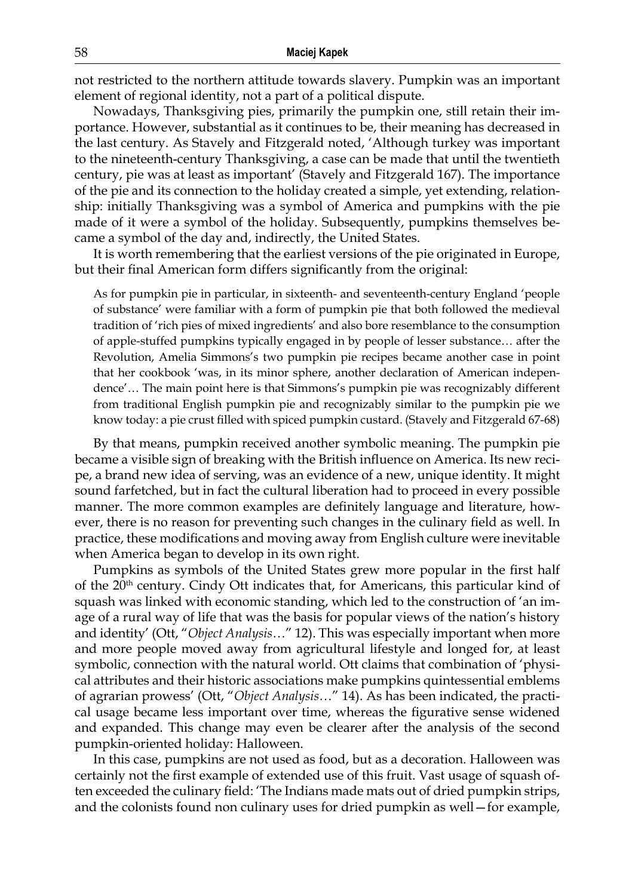not restricted to the northern attitude towards slavery. Pumpkin was an important element of regional identity, not a part of a political dispute.

Nowadays, Thanksgiving pies, primarily the pumpkin one, still retain their importance. However, substantial as it continues to be, their meaning has decreased in the last century. As Stavely and Fitzgerald noted, 'Although turkey was important to the nineteenth-century Thanksgiving, a case can be made that until the twentieth century, pie was at least as important' (Stavely and Fitzgerald 167). The importance of the pie and its connection to the holiday created a simple, yet extending, relationship: initially Thanksgiving was a symbol of America and pumpkins with the pie made of it were a symbol of the holiday. Subsequently, pumpkins themselves became a symbol of the day and, indirectly, the United States.

It is worth remembering that the earliest versions of the pie originated in Europe, but their final American form differs significantly from the original:

> As for pumpkin pie in particular, in sixteenth- and seventeenth-century England 'people of substance' were familiar with a form of pumpkin pie that both followed the medieval tradition of 'rich pies of mixed ingredients' and also bore resemblance to the consumption of apple-stuffed pumpkins typically engaged in by people of lesser substance… after the Revolution, Amelia Simmons's two pumpkin pie recipes became another case in point that her cookbook 'was, in its minor sphere, another declaration of American independence'… The main point here is that Simmons's pumpkin pie was recognizably different from traditional English pumpkin pie and recognizably similar to the pumpkin pie we know today: a pie crust filled with spiced pumpkin custard. (Stavely and Fitzgerald 67-68)

By that means, pumpkin received another symbolic meaning. The pumpkin pie became a visible sign of breaking with the British influence on America. Its new recipe, a brand new idea of serving, was an evidence of a new, unique identity. It might sound farfetched, but in fact the cultural liberation had to proceed in every possible manner. The more common examples are definitely language and literature, however, there is no reason for preventing such changes in the culinary field as well. In practice, these modifications and moving away from English culture were inevitable when America began to develop in its own right.

Pumpkins as symbols of the United States grew more popular in the first half of the 20th century. Cindy Ott indicates that, for Americans, this particular kind of squash was linked with economic standing, which led to the construction of 'an image of a rural way of life that was the basis for popular views of the nation's history and identity' (Ott, "*Object Analysis…*" 12). This was especially important when more and more people moved away from agricultural lifestyle and longed for, at least symbolic, connection with the natural world. Ott claims that combination of 'physical attributes and their historic associations make pumpkins quintessential emblems of agrarian prowess' (Ott, "*Object Analysis…*" 14). As has been indicated, the practical usage became less important over time, whereas the figurative sense widened and expanded. This change may even be clearer after the analysis of the second pumpkin-oriented holiday: Halloween.

In this case, pumpkins are not used as food, but as a decoration. Halloween was certainly not the first example of extended use of this fruit. Vast usage of squash often exceeded the culinary field: 'The Indians made mats out of dried pumpkin strips, and the colonists found non culinary uses for dried pumpkin as well—for example,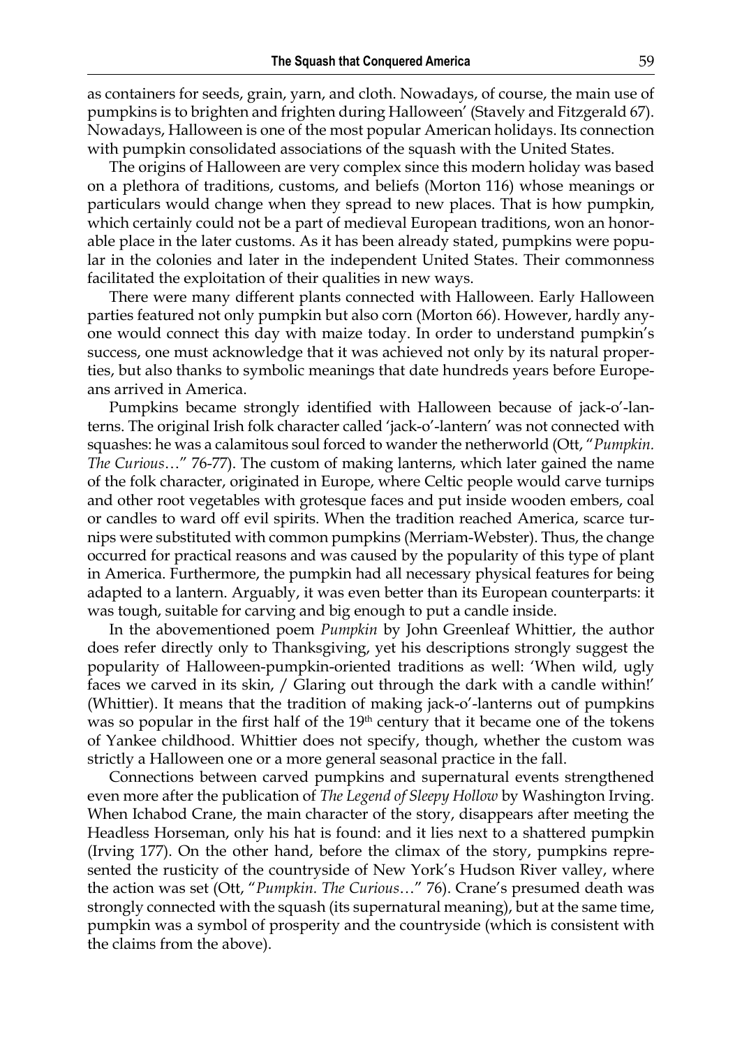as containers for seeds, grain, yarn, and cloth. Nowadays, of course, the main use of pumpkins is to brighten and frighten during Halloween' (Stavely and Fitzgerald 67). Nowadays, Halloween is one of the most popular American holidays. Its connection with pumpkin consolidated associations of the squash with the United States.

The origins of Halloween are very complex since this modern holiday was based on a plethora of traditions, customs, and beliefs (Morton 116) whose meanings or particulars would change when they spread to new places. That is how pumpkin, which certainly could not be a part of medieval European traditions, won an honorable place in the later customs. As it has been already stated, pumpkins were popular in the colonies and later in the independent United States. Their commonness facilitated the exploitation of their qualities in new ways.

There were many different plants connected with Halloween. Early Halloween parties featured not only pumpkin but also corn (Morton 66). However, hardly anyone would connect this day with maize today. In order to understand pumpkin's success, one must acknowledge that it was achieved not only by its natural properties, but also thanks to symbolic meanings that date hundreds years before Europeans arrived in America.

Pumpkins became strongly identified with Halloween because of jack-o'-lanterns. The original Irish folk character called 'jack-o'-lantern' was not connected with squashes: he was a calamitous soul forced to wander the netherworld (Ott, "*Pumpkin. The Curious*…" 76-77). The custom of making lanterns, which later gained the name of the folk character, originated in Europe, where Celtic people would carve turnips and other root vegetables with grotesque faces and put inside wooden embers, coal or candles to ward off evil spirits. When the tradition reached America, scarce turnips were substituted with common pumpkins (Merriam-Webster). Thus, the change occurred for practical reasons and was caused by the popularity of this type of plant in America. Furthermore, the pumpkin had all necessary physical features for being adapted to a lantern. Arguably, it was even better than its European counterparts: it was tough, suitable for carving and big enough to put a candle inside.

In the abovementioned poem *Pumpkin* by John Greenleaf Whittier, the author does refer directly only to Thanksgiving, yet his descriptions strongly suggest the popularity of Halloween-pumpkin-oriented traditions as well: 'When wild, ugly faces we carved in its skin, / Glaring out through the dark with a candle within!' (Whittier). It means that the tradition of making jack-o'-lanterns out of pumpkins was so popular in the first half of the 19th century that it became one of the tokens of Yankee childhood. Whittier does not specify, though, whether the custom was strictly a Halloween one or a more general seasonal practice in the fall.

Connections between carved pumpkins and supernatural events strengthened even more after the publication of *The Legend of Sleepy Hollow* by Washington Irving. When Ichabod Crane, the main character of the story, disappears after meeting the Headless Horseman, only his hat is found: and it lies next to a shattered pumpkin (Irving 177). On the other hand, before the climax of the story, pumpkins represented the rusticity of the countryside of New York's Hudson River valley, where the action was set (Ott, "*Pumpkin. The Curious*…" 76). Crane's presumed death was strongly connected with the squash (its supernatural meaning), but at the same time, pumpkin was a symbol of prosperity and the countryside (which is consistent with the claims from the above).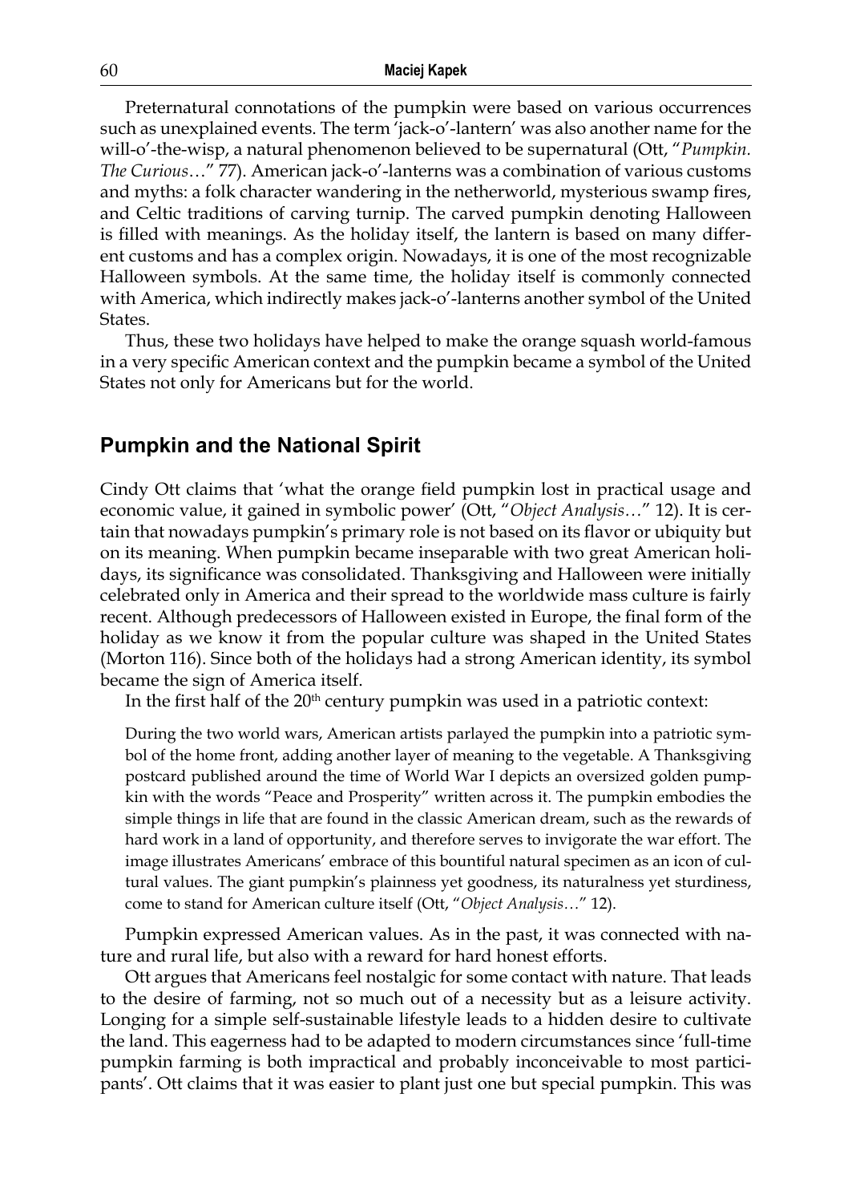Preternatural connotations of the pumpkin were based on various occurrences such as unexplained events. The term 'jack-o'-lantern' was also another name for the will-o'-the-wisp, a natural phenomenon believed to be supernatural (Ott, "*Pumpkin. The Curious…*" 77). American jack-o'-lanterns was a combination of various customs and myths: a folk character wandering in the netherworld, mysterious swamp fires, and Celtic traditions of carving turnip. The carved pumpkin denoting Halloween is filled with meanings. As the holiday itself, the lantern is based on many different customs and has a complex origin. Nowadays, it is one of the most recognizable Halloween symbols. At the same time, the holiday itself is commonly connected with America, which indirectly makes jack-o'-lanterns another symbol of the United States.

Thus, these two holidays have helped to make the orange squash world-famous in a very specific American context and the pumpkin became a symbol of the United States not only for Americans but for the world.

## Pumpkin and the National Spirit

Cindy Ott claims that 'what the orange field pumpkin lost in practical usage and economic value, it gained in symbolic power' (Ott, "*Object Analysis…*" 12). It is certain that nowadays pumpkin's primary role is not based on its flavor or ubiquity but on its meaning. When pumpkin became inseparable with two great American holidays, its significance was consolidated. Thanksgiving and Halloween were initially celebrated only in America and their spread to the worldwide mass culture is fairly recent. Although predecessors of Halloween existed in Europe, the final form of the holiday as we know it from the popular culture was shaped in the United States (Morton 116). Since both of the holidays had a strong American identity, its symbol became the sign of America itself.

In the first half of the 20th century pumpkin was used in a patriotic context:

> During the two world wars, American artists parlayed the pumpkin into a patriotic symbol of the home front, adding another layer of meaning to the vegetable. A Thanksgiving postcard published around the time of World War I depicts an oversized golden pumpkin with the words "Peace and Prosperity" written across it. The pumpkin embodies the simple things in life that are found in the classic American dream, such as the rewards of hard work in a land of opportunity, and therefore serves to invigorate the war effort. The image illustrates Americans' embrace of this bountiful natural specimen as an icon of cultural values. The giant pumpkin's plainness yet goodness, its naturalness yet sturdiness, come to stand for American culture itself (Ott, "*Object Analysis…*" 12).

Pumpkin expressed American values. As in the past, it was connected with nature and rural life, but also with a reward for hard honest efforts.

Ott argues that Americans feel nostalgic for some contact with nature. That leads to the desire of farming, not so much out of a necessity but as a leisure activity. Longing for a simple self-sustainable lifestyle leads to a hidden desire to cultivate the land. This eagerness had to be adapted to modern circumstances since 'full-time pumpkin farming is both impractical and probably inconceivable to most participants'. Ott claims that it was easier to plant just one but special pumpkin. This was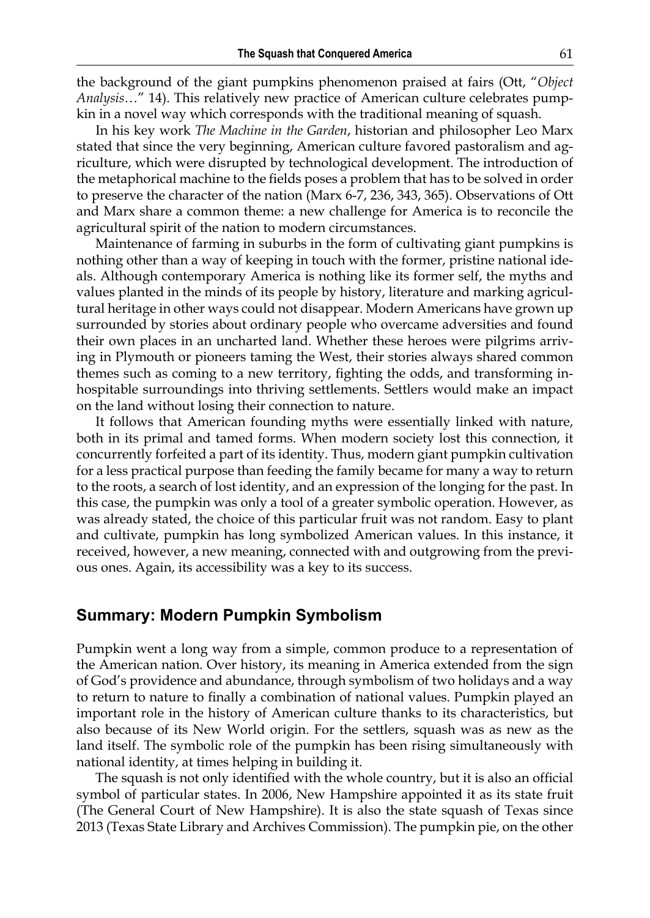the background of the giant pumpkins phenomenon praised at fairs (Ott, "*Object Analysis…*" 14). This relatively new practice of American culture celebrates pumpkin in a novel way which corresponds with the traditional meaning of squash.

In his key work *The Machine in the Garden*, historian and philosopher Leo Marx stated that since the very beginning, American culture favored pastoralism and agriculture, which were disrupted by technological development. The introduction of the metaphorical machine to the fields poses a problem that has to be solved in order to preserve the character of the nation (Marx 6-7, 236, 343, 365). Observations of Ott and Marx share a common theme: a new challenge for America is to reconcile the agricultural spirit of the nation to modern circumstances.

Maintenance of farming in suburbs in the form of cultivating giant pumpkins is nothing other than a way of keeping in touch with the former, pristine national ideals. Although contemporary America is nothing like its former self, the myths and values planted in the minds of its people by history, literature and marking agricultural heritage in other ways could not disappear. Modern Americans have grown up surrounded by stories about ordinary people who overcame adversities and found their own places in an uncharted land. Whether these heroes were pilgrims arriving in Plymouth or pioneers taming the West, their stories always shared common themes such as coming to a new territory, fighting the odds, and transforming inhospitable surroundings into thriving settlements. Settlers would make an impact on the land without losing their connection to nature.

It follows that American founding myths were essentially linked with nature, both in its primal and tamed forms. When modern society lost this connection, it concurrently forfeited a part of its identity. Thus, modern giant pumpkin cultivation for a less practical purpose than feeding the family became for many a way to return to the roots, a search of lost identity, and an expression of the longing for the past. In this case, the pumpkin was only a tool of a greater symbolic operation. However, as was already stated, the choice of this particular fruit was not random. Easy to plant and cultivate, pumpkin has long symbolized American values. In this instance, it received, however, a new meaning, connected with and outgrowing from the previous ones. Again, its accessibility was a key to its success.

## Summary: Modern Pumpkin Symbolism

Pumpkin went a long way from a simple, common produce to a representation of the American nation. Over history, its meaning in America extended from the sign of God's providence and abundance, through symbolism of two holidays and a way to return to nature to finally a combination of national values. Pumpkin played an important role in the history of American culture thanks to its characteristics, but also because of its New World origin. For the settlers, squash was as new as the land itself. The symbolic role of the pumpkin has been rising simultaneously with national identity, at times helping in building it.

The squash is not only identified with the whole country, but it is also an official symbol of particular states. In 2006, New Hampshire appointed it as its state fruit (The General Court of New Hampshire). It is also the state squash of Texas since 2013 (Texas State Library and Archives Commission). The pumpkin pie, on the other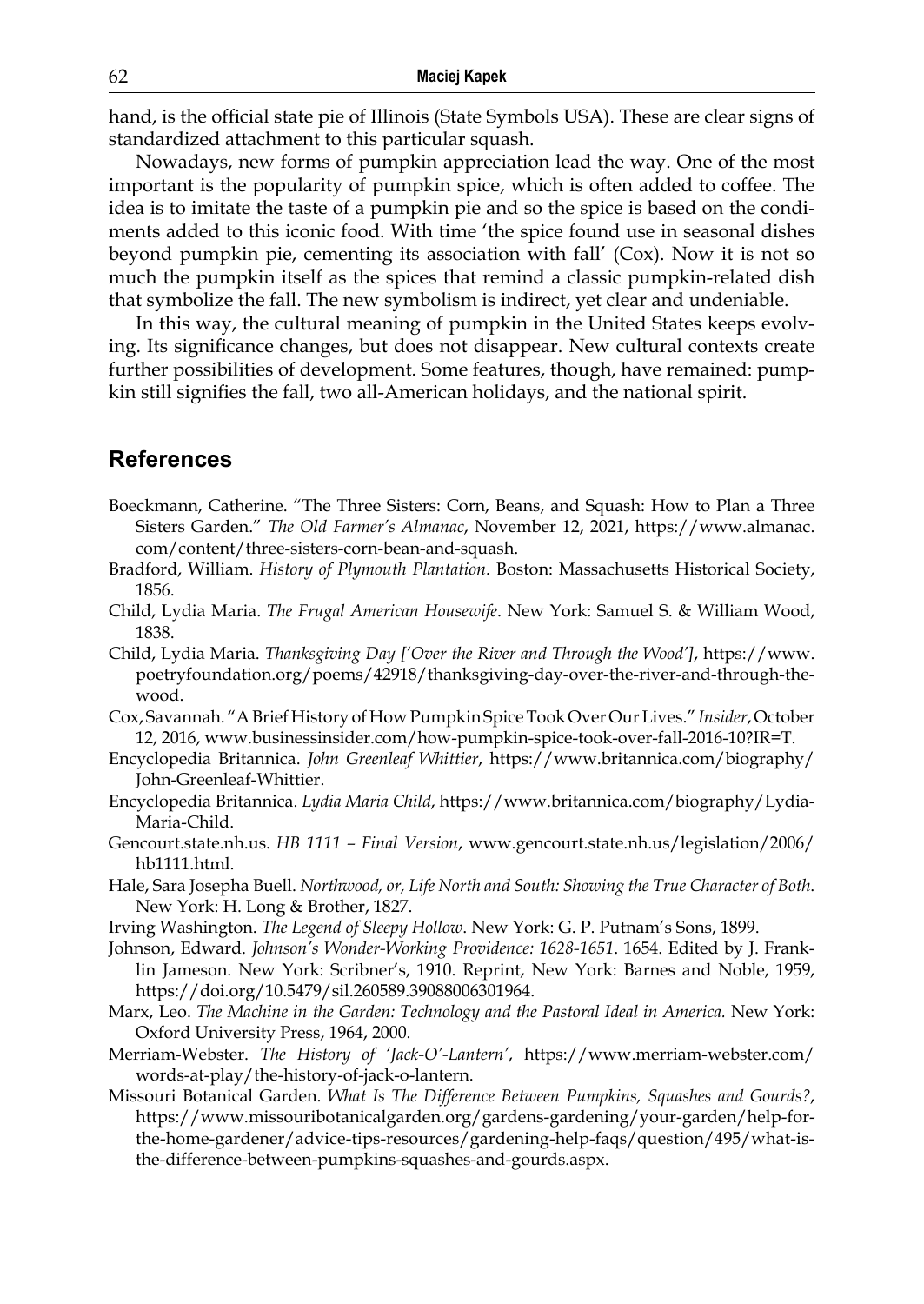hand, is the official state pie of Illinois (State Symbols USA). These are clear signs of standardized attachment to this particular squash.

Nowadays, new forms of pumpkin appreciation lead the way. One of the most important is the popularity of pumpkin spice, which is often added to coffee. The idea is to imitate the taste of a pumpkin pie and so the spice is based on the condiments added to this iconic food. With time 'the spice found use in seasonal dishes beyond pumpkin pie, cementing its association with fall' (Cox). Now it is not so much the pumpkin itself as the spices that remind a classic pumpkin-related dish that symbolize the fall. The new symbolism is indirect, yet clear and undeniable.

In this way, the cultural meaning of pumpkin in the United States keeps evolving. Its significance changes, but does not disappear. New cultural contexts create further possibilities of development. Some features, though, have remained: pumpkin still signifies the fall, two all-American holidays, and the national spirit.

## References

Boeckmann, Catherine. "The Three Sisters: Corn, Beans, and Squash: How to Plan a Three Sisters Garden." *The Old Farmer's Almanac*, November 12, 2021, https://www.almanac.com/content/three-sisters-corn-bean-and-squash.

Bradford, William. *History of Plymouth Plantation*. Boston: Massachusetts Historical Society, 1856.

Child, Lydia Maria. *The Frugal American Housewife*. New York: Samuel S. & William Wood, 1838.

Child, Lydia Maria. *Thanksgiving Day ['Over the River and Through the Wood']*, https://www.poetryfoundation.org/poems/42918/thanksgiving-day-over-the-river-and-through-the-wood.

Cox, Savannah. "A Brief History of How Pumpkin Spice Took Over Our Lives." *Insider*, October 12, 2016, www.businessinsider.com/how-pumpkin-spice-took-over-fall-2016-10?IR=T.

Encyclopedia Britannica. *John Greenleaf Whittier*, https://www.britannica.com/biography/John-Greenleaf-Whittier.

Encyclopedia Britannica. *Lydia Maria Child*, https://www.britannica.com/biography/Lydia-Maria-Child.

Gencourt.state.nh.us. *HB 1111 – Final Version*, www.gencourt.state.nh.us/legislation/2006/hb1111.html.

Hale, Sara Josepha Buell. *Northwood, or, Life North and South: Showing the True Character of Both*. New York: H. Long & Brother, 1827.

Irving Washington. *The Legend of Sleepy Hollow*. New York: G. P. Putnam's Sons, 1899.

Johnson, Edward. *Johnson's Wonder-Working Providence: 1628-1651*. 1654. Edited by J. Franklin Jameson. New York: Scribner's, 1910. Reprint, New York: Barnes and Noble, 1959, https://doi.org/10.5479/sil.260589.39088006301964.

Marx, Leo. *The Machine in the Garden: Technology and the Pastoral Ideal in America*. New York: Oxford University Press, 1964, 2000.

Merriam-Webster. *The History of 'Jack-O'-Lantern'*, https://www.merriam-webster.com/words-at-play/the-history-of-jack-o-lantern.

Missouri Botanical Garden. *What Is The Difference Between Pumpkins, Squashes and Gourds?*, https://www.missouribotanicalgarden.org/gardens-gardening/your-garden/help-for-the-home-gardener/advice-tips-resources/gardening-help-faqs/question/495/what-is-the-difference-between-pumpkins-squashes-and-gourds.aspx.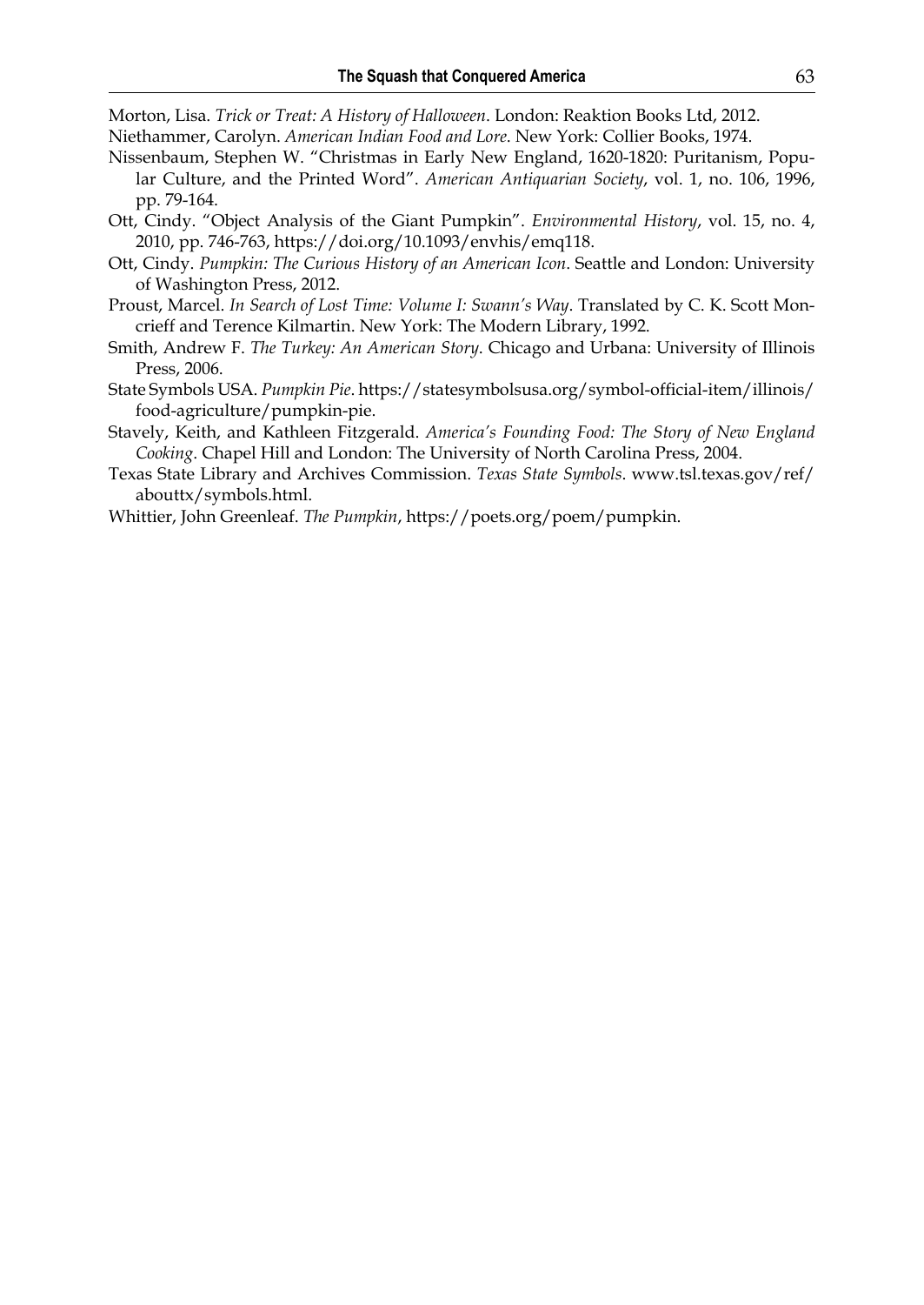Morton, Lisa. *Trick or Treat: A History of Halloween*. London: Reaktion Books Ltd, 2012.

Niethammer, Carolyn. *American Indian Food and Lore*. New York: Collier Books, 1974.

Nissenbaum, Stephen W. "Christmas in Early New England, 1620-1820: Puritanism, Popular Culture, and the Printed Word". *American Antiquarian Society*, vol. 1, no. 106, 1996, pp. 79-164.

Ott, Cindy. "Object Analysis of the Giant Pumpkin". *Environmental History*, vol. 15, no. 4, 2010, pp. 746-763, https://doi.org/10.1093/envhis/emq118.

Ott, Cindy. *Pumpkin: The Curious History of an American Icon*. Seattle and London: University of Washington Press, 2012.

Proust, Marcel. *In Search of Lost Time: Volume I: Swann's Way*. Translated by C. K. Scott Moncrieff and Terence Kilmartin. New York: The Modern Library, 1992.

Smith, Andrew F. *The Turkey: An American Story*. Chicago and Urbana: University of Illinois Press, 2006.

State Symbols USA. *Pumpkin Pie*. https://statesymbolsusa.org/symbol-official-item/illinois/food-agriculture/pumpkin-pie.

Stavely, Keith, and Kathleen Fitzgerald. *America's Founding Food: The Story of New England Cooking*. Chapel Hill and London: The University of North Carolina Press, 2004.

Texas State Library and Archives Commission. *Texas State Symbols*. www.tsl.texas.gov/ref/abouttx/symbols.html.

Whittier, John Greenleaf. *The Pumpkin*, https://poets.org/poem/pumpkin.